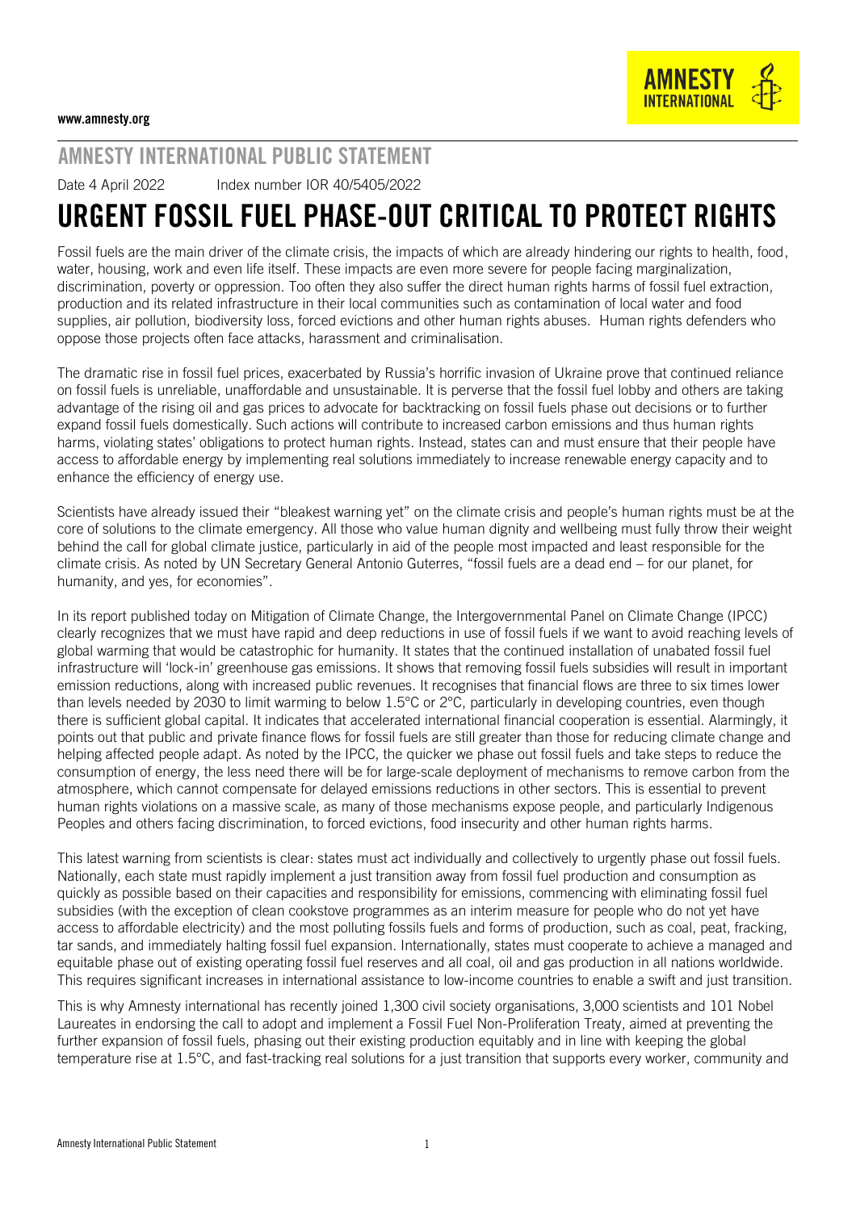www.amnesty.org

## AMNESTY INTERNATIONAL PUBLIC STATEMENT

Date 4 April 2022 Index number IOR 40/5405/2022

# URGENT FOSSIL FUEL PHASE-OUT CRITICAL TO PROTECT RIGHTS

Fossil fuels are the main driver of the climate crisis, the impacts of which are already hindering our rights to health, food, water, housing, work and even life itself. These impacts are even more severe for people facing marginalization, discrimination, poverty or oppression. Too often they also suffer the direct human rights harms of fossil fuel extraction, production and its related infrastructure in their local communities such as contamination of local water and food supplies, air pollution, biodiversity loss, forced evictions and other human rights abuses. Human rights defenders who oppose those projects often face attacks, harassment and criminalisation.

The dramatic rise in fossil fuel prices, exacerbated by Russia's horrific invasion of Ukraine prove that continued reliance on fossil fuels is unreliable, unaffordable and unsustainable. It is perverse that the fossil fuel lobby and others are taking advantage of the rising oil and gas prices to advocate for backtracking on fossil fuels phase out decisions or to further expand fossil fuels domestically. Such actions will contribute to increased carbon emissions and thus human rights harms, violating states' obligations to protect human rights. Instead, states can and must ensure that their people have access to affordable energy by implementing real solutions immediately to increase renewable energy capacity and to enhance the efficiency of energy use.

Scientists have already issued their "bleakest warning yet" on the climate crisis and people's human rights must be at the core of solutions to the climate emergency. All those who value human dignity and wellbeing must fully throw their weight behind the call for global climate justice, particularly in aid of the people most impacted and least responsible for the climate crisis. As noted by UN Secretary General Antonio Guterres, "fossil fuels are a dead end – for our planet, for humanity, and yes, for economies".

In its report published today on Mitigation of Climate Change, the Intergovernmental Panel on Climate Change (IPCC) clearly recognizes that we must have rapid and deep reductions in use of fossil fuels if we want to avoid reaching levels of global warming that would be catastrophic for humanity. It states that the continued installation of unabated fossil fuel infrastructure will 'lock-in' greenhouse gas emissions. It shows that removing fossil fuels subsidies will result in important emission reductions, along with increased public revenues. It recognises that financial flows are three to six times lower than levels needed by 2030 to limit warming to below 1.5°C or 2°C, particularly in developing countries, even though there is sufficient global capital. It indicates that accelerated international financial cooperation is essential. Alarmingly, it points out that public and private finance flows for fossil fuels are still greater than those for reducing climate change and helping affected people adapt. As noted by the IPCC, the quicker we phase out fossil fuels and take steps to reduce the consumption of energy, the less need there will be for large-scale deployment of mechanisms to remove carbon from the atmosphere, which cannot compensate for delayed emissions reductions in other sectors. This is essential to prevent human rights violations on a massive scale, as many of those mechanisms expose people, and particularly Indigenous Peoples and others facing discrimination, to forced evictions, food insecurity and other human rights harms.

This latest warning from scientists is clear: states must act individually and collectively to urgently phase out fossil fuels. Nationally, each state must rapidly implement a just transition away from fossil fuel production and consumption as quickly as possible based on their capacities and responsibility for emissions, commencing with eliminating fossil fuel subsidies (with the exception of clean cookstove programmes as an interim measure for people who do not yet have access to affordable electricity) and the most polluting fossils fuels and forms of production, such as coal, peat, fracking, tar sands, and immediately halting fossil fuel expansion. Internationally, states must cooperate to achieve a managed and equitable phase out of existing operating fossil fuel reserves and all coal, oil and gas production in all nations worldwide. This requires significant increases in international assistance to low-income countries to enable a swift and just transition.

This is why Amnesty international has recently joined 1,300 civil society organisations, 3,000 scientists and 101 Nobel Laureates in endorsing the call to adopt and implement a Fossil Fuel Non-Proliferation Treaty, aimed at preventing the further expansion of fossil fuels, phasing out their existing production equitably and in line with keeping the global temperature rise at 1.5°C, and fast-tracking real solutions for a just transition that supports every worker, community and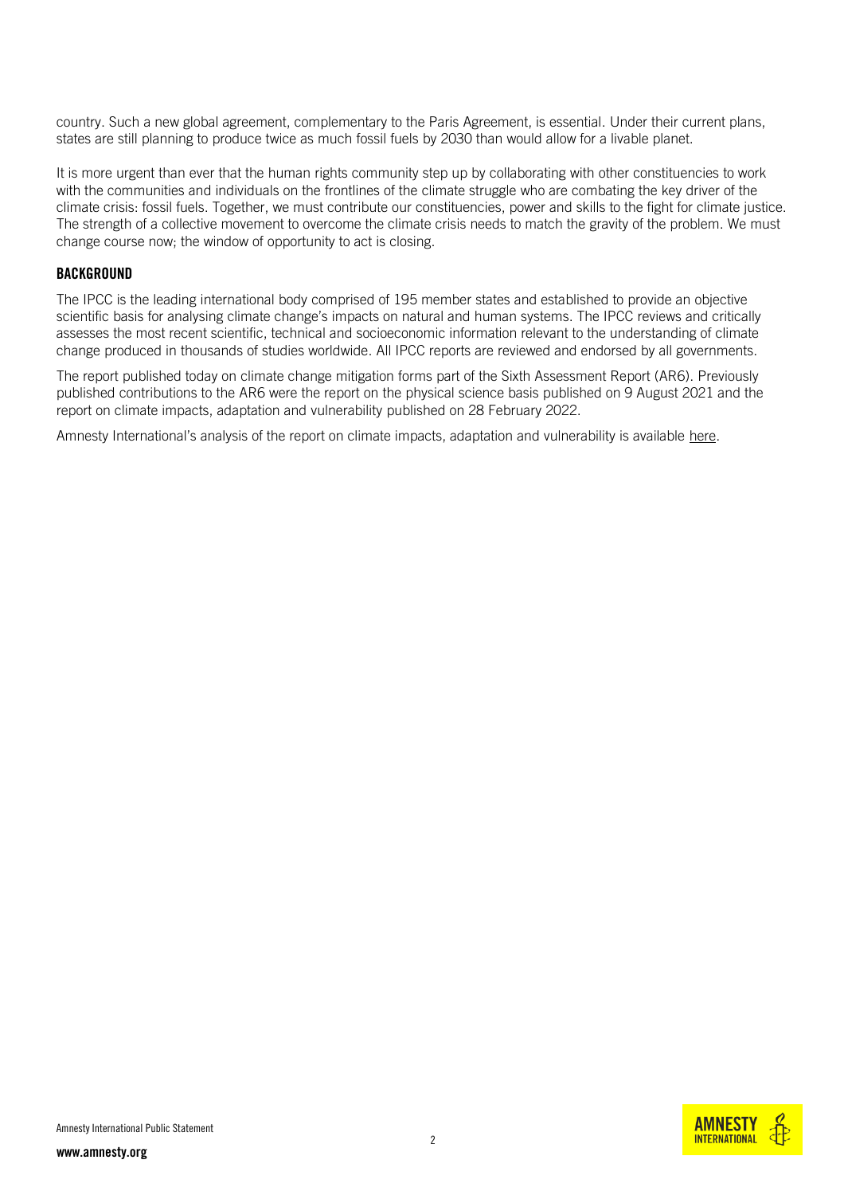country. Such a new global agreement, complementary to the Paris Agreement, is essential. Under their current plans, states are still planning to produce twice as much fossil fuels by 2030 than would allow for a livable planet.

It is more urgent than ever that the human rights community step up by collaborating with other constituencies to work with the communities and individuals on the frontlines of the climate struggle who are combating the key driver of the climate crisis: fossil fuels. Together, we must contribute our constituencies, power and skills to the fight for climate justice. The strength of a collective movement to overcome the climate crisis needs to match the gravity of the problem. We must change course now; the window of opportunity to act is closing.

## BACKGROUND

The IPCC is the leading international body comprised of 195 member states and established to provide an objective scientific basis for analysing climate change's impacts on natural and human systems. The IPCC reviews and critically assesses the most recent scientific, technical and socioeconomic information relevant to the understanding of climate change produced in thousands of studies worldwide. All IPCC reports are reviewed and endorsed by all governments.

The report published today on climate change mitigation forms part of the Sixth Assessment Report (AR6). Previously published contributions to the AR6 were the report on the physical science basis published on 9 August 2021 and the report on climate impacts, adaptation and vulnerability published on 28 February 2022.

Amnesty International's analysis of the report on climate impacts, adaptation and vulnerability is available here.